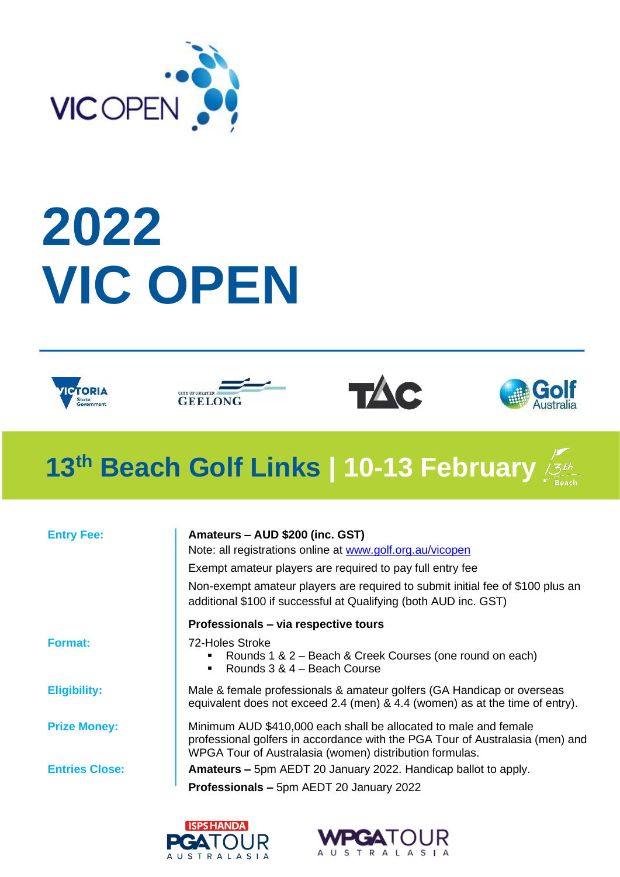# 2022 VIC OPEN

## 13th Beach Golf Links | 10-13 February

**Entry Fee:**

**Amateurs – AUD $200 (inc. GST)**

Note: all registrations online at www.golf.org.au/vicopen

Exempt amateur players are required to pay full entry fee

Non-exempt amateur players are required to submit initial fee of $100 plus an additional $100 if successful at Qualifying (both AUD inc. GST)

**Professionals – via respective tours**

**Format:**

72-Holes Stroke

- Rounds 1 & 2 – Beach & Creek Courses (one round on each)
- Rounds 3 & 4 – Beach Course

**Eligibility:**

Male & female professionals & amateur golfers (GA Handicap or overseas equivalent does not exceed 2.4 (men) & 4.4 (women) as at the time of entry).

**Prize Money:**

Minimum AUD $410,000 each shall be allocated to male and female professional golfers in accordance with the PGA Tour of Australasia (men) and WPGA Tour of Australasia (women) distribution formulas.

**Entries Close:**

**Amateurs –** 5pm AEDT 20 January 2022. Handicap ballot to apply.

**Professionals –** 5pm AEDT 20 January 2022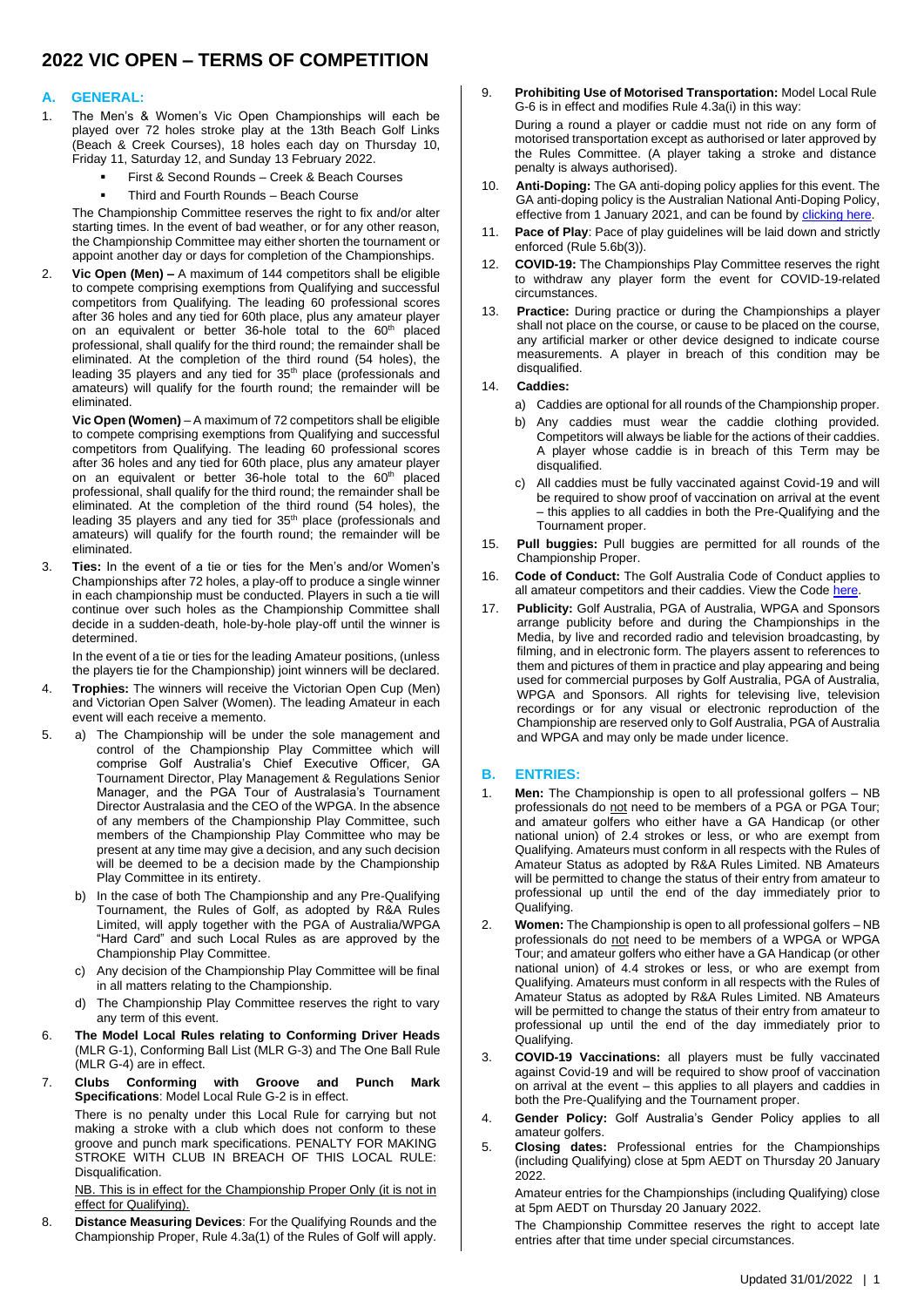# 2022 VIC OPEN – TERMS OF COMPETITION

## A. GENERAL:

1. The Men's & Women's Vic Open Championships will each be played over 72 holes stroke play at the 13th Beach Golf Links (Beach & Creek Courses), 18 holes each day on Thursday 10, Friday 11, Saturday 12, and Sunday 13 February 2022.
   - First & Second Rounds – Creek & Beach Courses
   - Third and Fourth Rounds – Beach Course

   The Championship Committee reserves the right to fix and/or alter starting times. In the event of bad weather, or for any other reason, the Championship Committee may either shorten the tournament or appoint another day or days for completion of the Championships.

2. **Vic Open (Men) –** A maximum of 144 competitors shall be eligible to compete comprising exemptions from Qualifying and successful competitors from Qualifying. The leading 60 professional scores after 36 holes and any tied for 60th place, plus any amateur player on an equivalent or better 36-hole total to the 60th placed professional, shall qualify for the third round; the remainder shall be eliminated. At the completion of the third round (54 holes), the leading 35 players and any tied for 35th place (professionals and amateurs) will qualify for the fourth round; the remainder will be eliminated.

   **Vic Open (Women)** – A maximum of 72 competitors shall be eligible to compete comprising exemptions from Qualifying and successful competitors from Qualifying. The leading 60 professional scores after 36 holes and any tied for 60th place, plus any amateur player on an equivalent or better 36-hole total to the 60th placed professional, shall qualify for the third round; the remainder shall be eliminated. At the completion of the third round (54 holes), the leading 35 players and any tied for 35th place (professionals and amateurs) will qualify for the fourth round; the remainder will be eliminated.

3. **Ties:** In the event of a tie or ties for the Men's and/or Women's Championships after 72 holes, a play-off to produce a single winner in each championship must be conducted. Players in such a tie will continue over such holes as the Championship Committee shall decide in a sudden-death, hole-by-hole play-off until the winner is determined.

   In the event of a tie or ties for the leading Amateur positions, (unless the players tie for the Championship) joint winners will be declared.

4. **Trophies:** The winners will receive the Victorian Open Cup (Men) and Victorian Open Salver (Women). The leading Amateur in each event will each receive a memento.

5. a) The Championship will be under the sole management and control of the Championship Play Committee which will comprise Golf Australia's Chief Executive Officer, GA Tournament Director, Play Management & Regulations Senior Manager, and the PGA Tour of Australasia's Tournament Director Australasia and the CEO of the WPGA. In the absence of any members of the Championship Play Committee, such members of the Championship Play Committee who may be present at any time may give a decision, and any such decision will be deemed to be a decision made by the Championship Play Committee in its entirety.

   b) In the case of both The Championship and any Pre-Qualifying Tournament, the Rules of Golf, as adopted by R&A Rules Limited, will apply together with the PGA of Australia/WPGA "Hard Card" and such Local Rules as are approved by the Championship Play Committee.

   c) Any decision of the Championship Play Committee will be final in all matters relating to the Championship.

   d) The Championship Play Committee reserves the right to vary any term of this event.

6. **The Model Local Rules relating to Conforming Driver Heads** (MLR G-1), Conforming Ball List (MLR G-3) and The One Ball Rule (MLR G-4) are in effect.

7. **Clubs Conforming with Groove and Punch Mark Specifications**: Model Local Rule G-2 is in effect.

   There is no penalty under this Local Rule for carrying but not making a stroke with a club which does not conform to these groove and punch mark specifications. PENALTY FOR MAKING STROKE WITH CLUB IN BREACH OF THIS LOCAL RULE: Disqualification.

   <u>NB. This is in effect for the Championship Proper Only (it is not in effect for Qualifying).</u>

8. **Distance Measuring Devices**: For the Qualifying Rounds and the Championship Proper, Rule 4.3a(1) of the Rules of Golf will apply.

9. **Prohibiting Use of Motorised Transportation:** Model Local Rule G-6 is in effect and modifies Rule 4.3a(i) in this way:

   During a round a player or caddie must not ride on any form of motorised transportation except as authorised or later approved by the Rules Committee. (A player taking a stroke and distance penalty is always authorised).

10. **Anti-Doping:** The GA anti-doping policy applies for this event. The GA anti-doping policy is the Australian National Anti-Doping Policy, effective from 1 January 2021, and can be found by clicking here.

11. **Pace of Play**: Pace of play guidelines will be laid down and strictly enforced (Rule 5.6b(3)).

12. **COVID-19:** The Championships Play Committee reserves the right to withdraw any player form the event for COVID-19-related circumstances.

13. **Practice:** During practice or during the Championships a player shall not place on the course, or cause to be placed on the course, any artificial marker or other device designed to indicate course measurements. A player in breach of this condition may be disqualified.

14. **Caddies:**

   a) Caddies are optional for all rounds of the Championship proper.

   b) Any caddies must wear the caddie clothing provided. Competitors will always be liable for the actions of their caddies. A player whose caddie is in breach of this Term may be disqualified.

   c) All caddies must be fully vaccinated against Covid-19 and will be required to show proof of vaccination on arrival at the event – this applies to all caddies in both the Pre-Qualifying and the Tournament proper.

15. **Pull buggies:** Pull buggies are permitted for all rounds of the Championship Proper.

16. **Code of Conduct:** The Golf Australia Code of Conduct applies to all amateur competitors and their caddies. View the Code here.

17. **Publicity:** Golf Australia, PGA of Australia, WPGA and Sponsors arrange publicity before and during the Championships in the Media, by live and recorded radio and television broadcasting, by filming, and in electronic form. The players assent to references to them and pictures of them in practice and play appearing and being used for commercial purposes by Golf Australia, PGA of Australia, WPGA and Sponsors. All rights for televising live, television recordings or for any visual or electronic reproduction of the Championship are reserved only to Golf Australia, PGA of Australia and WPGA and may only be made under licence.

## B. ENTRIES:

1. **Men:** The Championship is open to all professional golfers – NB professionals do <u>not</u> need to be members of a PGA or PGA Tour; and amateur golfers who either have a GA Handicap (or other national union) of 2.4 strokes or less, or who are exempt from Qualifying. Amateurs must conform in all respects with the Rules of Amateur Status as adopted by R&A Rules Limited. NB Amateurs will be permitted to change the status of their entry from amateur to professional up until the end of the day immediately prior to Qualifying.

2. **Women:** The Championship is open to all professional golfers – NB professionals do <u>not</u> need to be members of a WPGA or WPGA Tour; and amateur golfers who either have a GA Handicap (or other national union) of 4.4 strokes or less, or who are exempt from Qualifying. Amateurs must conform in all respects with the Rules of Amateur Status as adopted by R&A Rules Limited. NB Amateurs will be permitted to change the status of their entry from amateur to professional up until the end of the day immediately prior to Qualifying.

3. **COVID-19 Vaccinations:** all players must be fully vaccinated against Covid-19 and will be required to show proof of vaccination on arrival at the event – this applies to all players and caddies in both the Pre-Qualifying and the Tournament proper.

4. **Gender Policy:** Golf Australia's Gender Policy applies to all amateur golfers.

5. **Closing dates:** Professional entries for the Championships (including Qualifying) close at 5pm AEDT on Thursday 20 January 2022.

   Amateur entries for the Championships (including Qualifying) close at 5pm AEDT on Thursday 20 January 2022.

   The Championship Committee reserves the right to accept late entries after that time under special circumstances.

Updated 31/01/2022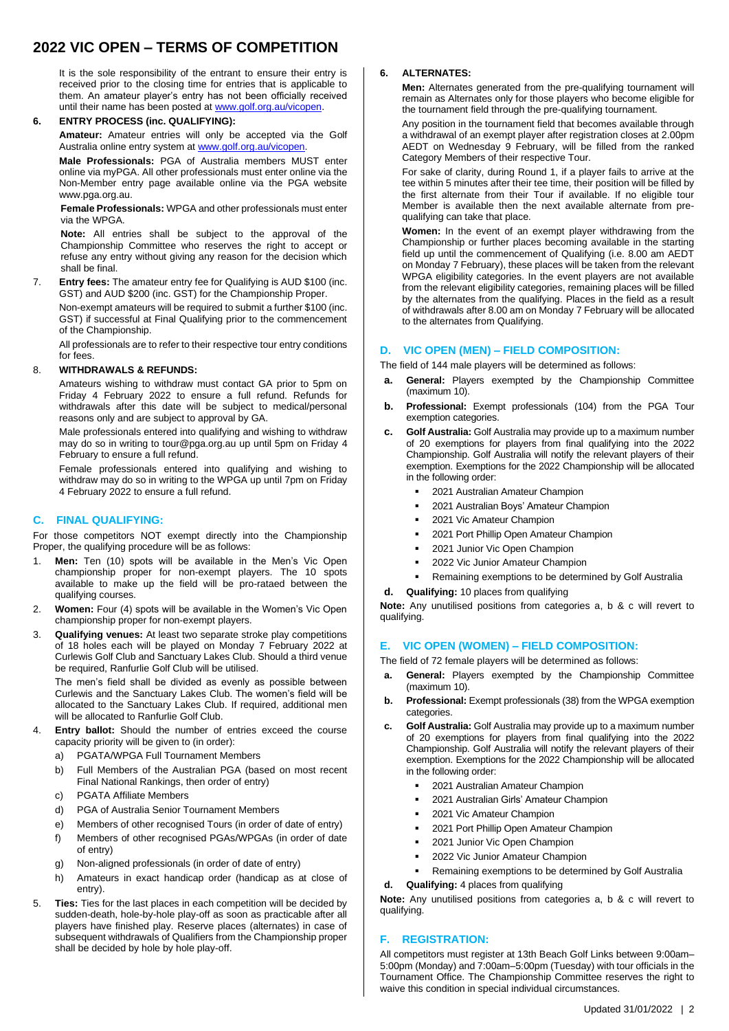# 2022 VIC OPEN – TERMS OF COMPETITION

It is the sole responsibility of the entrant to ensure their entry is received prior to the closing time for entries that is applicable to them. An amateur player's entry has not been officially received until their name has been posted at www.golf.org.au/vicopen.

**6. ENTRY PROCESS (inc. QUALIFYING):**

**Amateur:** Amateur entries will only be accepted via the Golf Australia online entry system at www.golf.org.au/vicopen.

**Male Professionals:** PGA of Australia members MUST enter online via myPGA. All other professionals must enter online via the Non-Member entry page available online via the PGA website www.pga.org.au.

**Female Professionals:** WPGA and other professionals must enter via the WPGA.

**Note:** All entries shall be subject to the approval of the Championship Committee who reserves the right to accept or refuse any entry without giving any reason for the decision which shall be final.

7. **Entry fees:** The amateur entry fee for Qualifying is AUD $100 (inc. GST) and AUD $200 (inc. GST) for the Championship Proper.

Non-exempt amateurs will be required to submit a further $100 (inc. GST) if successful at Final Qualifying prior to the commencement of the Championship.

All professionals are to refer to their respective tour entry conditions for fees.

8. **WITHDRAWALS & REFUNDS:**

Amateurs wishing to withdraw must contact GA prior to 5pm on Friday 4 February 2022 to ensure a full refund. Refunds for withdrawals after this date will be subject to medical/personal reasons only and are subject to approval by GA.

Male professionals entered into qualifying and wishing to withdraw may do so in writing to tour@pga.org.au up until 5pm on Friday 4 February to ensure a full refund.

Female professionals entered into qualifying and wishing to withdraw may do so in writing to the WPGA up until 7pm on Friday 4 February 2022 to ensure a full refund.

## C. FINAL QUALIFYING:

For those competitors NOT exempt directly into the Championship Proper, the qualifying procedure will be as follows:

1. **Men:** Ten (10) spots will be available in the Men's Vic Open championship proper for non-exempt players. The 10 spots available to make up the field will be pro-rataed between the qualifying courses.
2. **Women:** Four (4) spots will be available in the Women's Vic Open championship proper for non-exempt players.
3. **Qualifying venues:** At least two separate stroke play competitions of 18 holes each will be played on Monday 7 February 2022 at Curlewis Golf Club and Sanctuary Lakes Club. Should a third venue be required, Ranfurlie Golf Club will be utilised.

   The men's field shall be divided as evenly as possible between Curlewis and the Sanctuary Lakes Club. The women's field will be allocated to the Sanctuary Lakes Club. If required, additional men will be allocated to Ranfurlie Golf Club.
4. **Entry ballot:** Should the number of entries exceed the course capacity priority will be given to (in order):
   a) PGATA/WPGA Full Tournament Members
   b) Full Members of the Australian PGA (based on most recent Final National Rankings, then order of entry)
   c) PGATA Affiliate Members
   d) PGA of Australia Senior Tournament Members
   e) Members of other recognised Tours (in order of date of entry)
   f) Members of other recognised PGAs/WPGAs (in order of date of entry)
   g) Non-aligned professionals (in order of date of entry)
   h) Amateurs in exact handicap order (handicap as at close of entry).
5. **Ties:** Ties for the last places in each competition will be decided by sudden-death, hole-by-hole play-off as soon as practicable after all players have finished play. Reserve places (alternates) in case of subsequent withdrawals of Qualifiers from the Championship proper shall be decided by hole by hole play-off.

**6. ALTERNATES:**

**Men:** Alternates generated from the pre-qualifying tournament will remain as Alternates only for those players who become eligible for the tournament field through the pre-qualifying tournament.

Any position in the tournament field that becomes available through a withdrawal of an exempt player after registration closes at 2.00pm AEDT on Wednesday 9 February, will be filled from the ranked Category Members of their respective Tour.

For sake of clarity, during Round 1, if a player fails to arrive at the tee within 5 minutes after their tee time, their position will be filled by the first alternate from their Tour if available. If no eligible tour Member is available then the next available alternate from pre-qualifying can take that place.

**Women:** In the event of an exempt player withdrawing from the Championship or further places becoming available in the starting field up until the commencement of Qualifying (i.e. 8.00 am AEDT on Monday 7 February), these places will be taken from the relevant WPGA eligibility categories. In the event players are not available from the relevant eligibility categories, remaining places will be filled by the alternates from the qualifying. Places in the field as a result of withdrawals after 8.00 am on Monday 7 February will be allocated to the alternates from Qualifying.

## D. VIC OPEN (MEN) – FIELD COMPOSITION:

The field of 144 male players will be determined as follows:

- **a. General:** Players exempted by the Championship Committee (maximum 10).
- **b. Professional:** Exempt professionals (104) from the PGA Tour exemption categories.
- **c. Golf Australia:** Golf Australia may provide up to a maximum number of 20 exemptions for players from final qualifying into the 2022 Championship. Golf Australia will notify the relevant players of their exemption. Exemptions for the 2022 Championship will be allocated in the following order:
  - 2021 Australian Amateur Champion
  - 2021 Australian Boys' Amateur Champion
  - 2021 Vic Amateur Champion
  - 2021 Port Phillip Open Amateur Champion
  - 2021 Junior Vic Open Champion
  - 2022 Vic Junior Amateur Champion
  - Remaining exemptions to be determined by Golf Australia
- **d. Qualifying:** 10 places from qualifying

**Note:** Any unutilised positions from categories a, b & c will revert to qualifying.

## E. VIC OPEN (WOMEN) – FIELD COMPOSITION:

The field of 72 female players will be determined as follows:

- **a. General:** Players exempted by the Championship Committee (maximum 10).
- **b. Professional:** Exempt professionals (38) from the WPGA exemption categories.
- **c. Golf Australia:** Golf Australia may provide up to a maximum number of 20 exemptions for players from final qualifying into the 2022 Championship. Golf Australia will notify the relevant players of their exemption. Exemptions for the 2022 Championship will be allocated in the following order:
  - 2021 Australian Amateur Champion
  - 2021 Australian Girls' Amateur Champion
  - 2021 Vic Amateur Champion
  - 2021 Port Phillip Open Amateur Champion
  - 2021 Junior Vic Open Champion
  - 2022 Vic Junior Amateur Champion
  - Remaining exemptions to be determined by Golf Australia
- **d. Qualifying:** 4 places from qualifying

**Note:** Any unutilised positions from categories a, b & c will revert to qualifying.

## F. REGISTRATION:

All competitors must register at 13th Beach Golf Links between 9:00am–5:00pm (Monday) and 7:00am–5:00pm (Tuesday) with tour officials in the Tournament Office. The Championship Committee reserves the right to waive this condition in special individual circumstances.

Updated 31/01/2022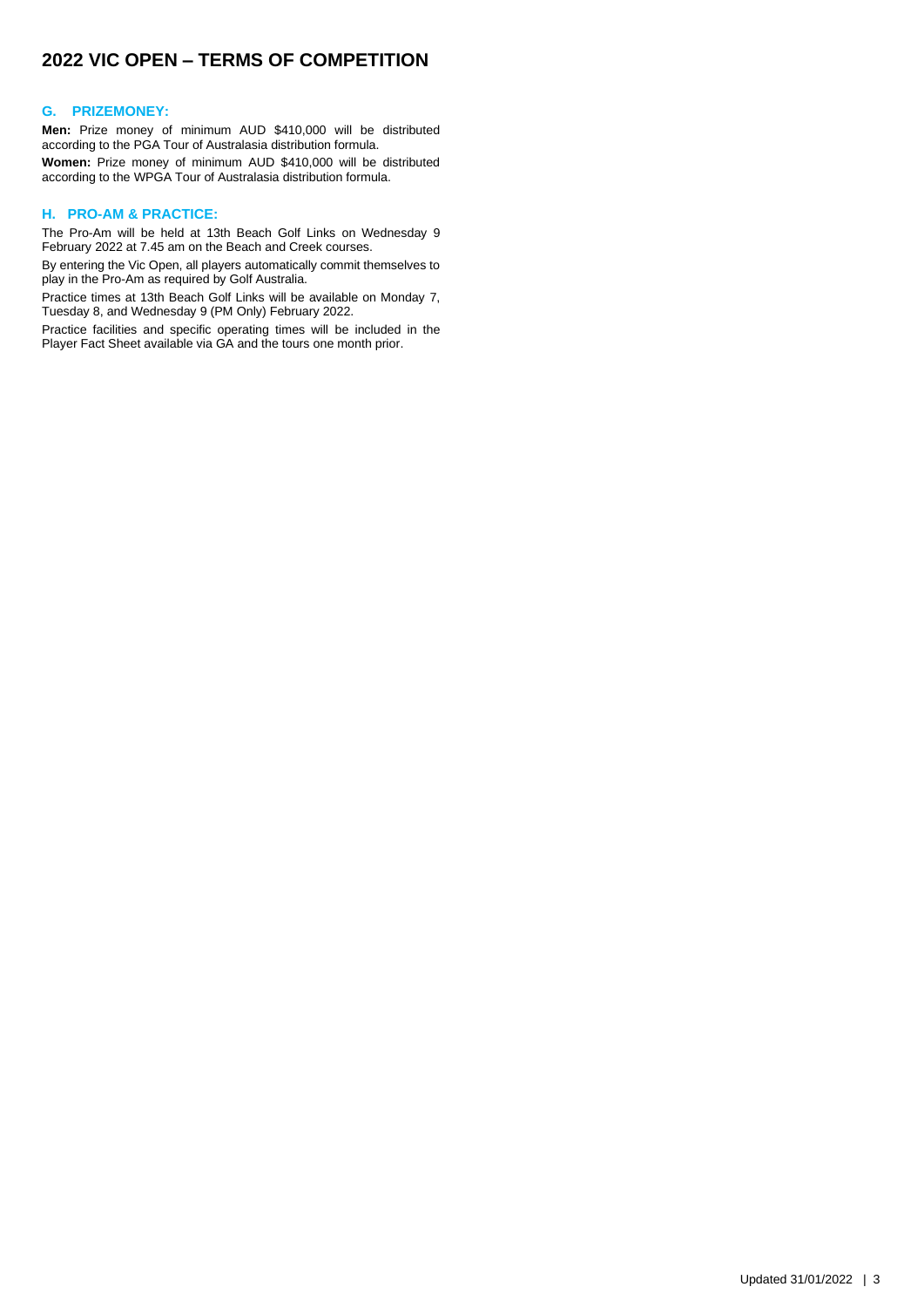# 2022 VIC OPEN – TERMS OF COMPETITION

## G. PRIZEMONEY:

**Men:** Prize money of minimum AUD $410,000 will be distributed according to the PGA Tour of Australasia distribution formula.

**Women:** Prize money of minimum AUD $410,000 will be distributed according to the WPGA Tour of Australasia distribution formula.

## H. PRO-AM & PRACTICE:

The Pro-Am will be held at 13th Beach Golf Links on Wednesday 9 February 2022 at 7.45 am on the Beach and Creek courses.

By entering the Vic Open, all players automatically commit themselves to play in the Pro-Am as required by Golf Australia.

Practice times at 13th Beach Golf Links will be available on Monday 7, Tuesday 8, and Wednesday 9 (PM Only) February 2022.

Practice facilities and specific operating times will be included in the Player Fact Sheet available via GA and the tours one month prior.